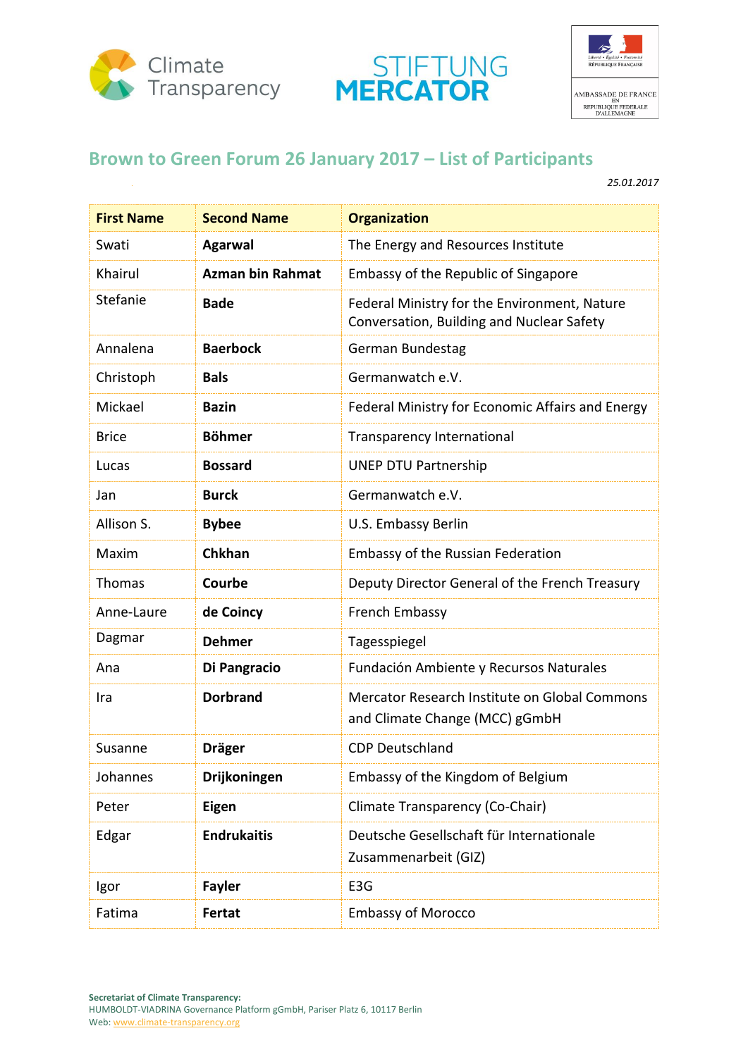Climate Transparency

STIFTUNG MERCATOR

Liberté • Égalité • Fraternité
RÉPUBLIQUE FRANÇAISE

AMBASSADE DE FRANCE EN REPUBLIQUE FEDERALE D'ALLEMAGNE

## Brown to Green Forum 26 January 2017 – List of Participants

*25.01.2017*

| First Name | Second Name | Organization |
|---|---|---|
| Swati | **Agarwal** | The Energy and Resources Institute |
| Khairul | **Azman bin Rahmat** | Embassy of the Republic of Singapore |
| Stefanie | **Bade** | Federal Ministry for the Environment, Nature Conversation, Building and Nuclear Safety |
| Annalena | **Baerbock** | German Bundestag |
| Christoph | **Bals** | Germanwatch e.V. |
| Mickael | **Bazin** | Federal Ministry for Economic Affairs and Energy |
| Brice | **Böhmer** | Transparency International |
| Lucas | **Bossard** | UNEP DTU Partnership |
| Jan | **Burck** | Germanwatch e.V. |
| Allison S. | **Bybee** | U.S. Embassy Berlin |
| Maxim | **Chkhan** | Embassy of the Russian Federation |
| Thomas | **Courbe** | Deputy Director General of the French Treasury |
| Anne-Laure | **de Coincy** | French Embassy |
| Dagmar | **Dehmer** | Tagesspiegel |
| Ana | **Di Pangracio** | Fundación Ambiente y Recursos Naturales |
| Ira | **Dorbrand** | Mercator Research Institute on Global Commons and Climate Change (MCC) gGmbH |
| Susanne | **Dräger** | CDP Deutschland |
| Johannes | **Drijkoningen** | Embassy of the Kingdom of Belgium |
| Peter | **Eigen** | Climate Transparency (Co-Chair) |
| Edgar | **Endrukaitis** | Deutsche Gesellschaft für Internationale Zusammenarbeit (GIZ) |
| Igor | **Fayler** | E3G |
| Fatima | **Fertat** | Embassy of Morocco |

**Secretariat of Climate Transparency:**
HUMBOLDT-VIADRINA Governance Platform gGmbH, Pariser Platz 6, 10117 Berlin
Web: www.climate-transparency.org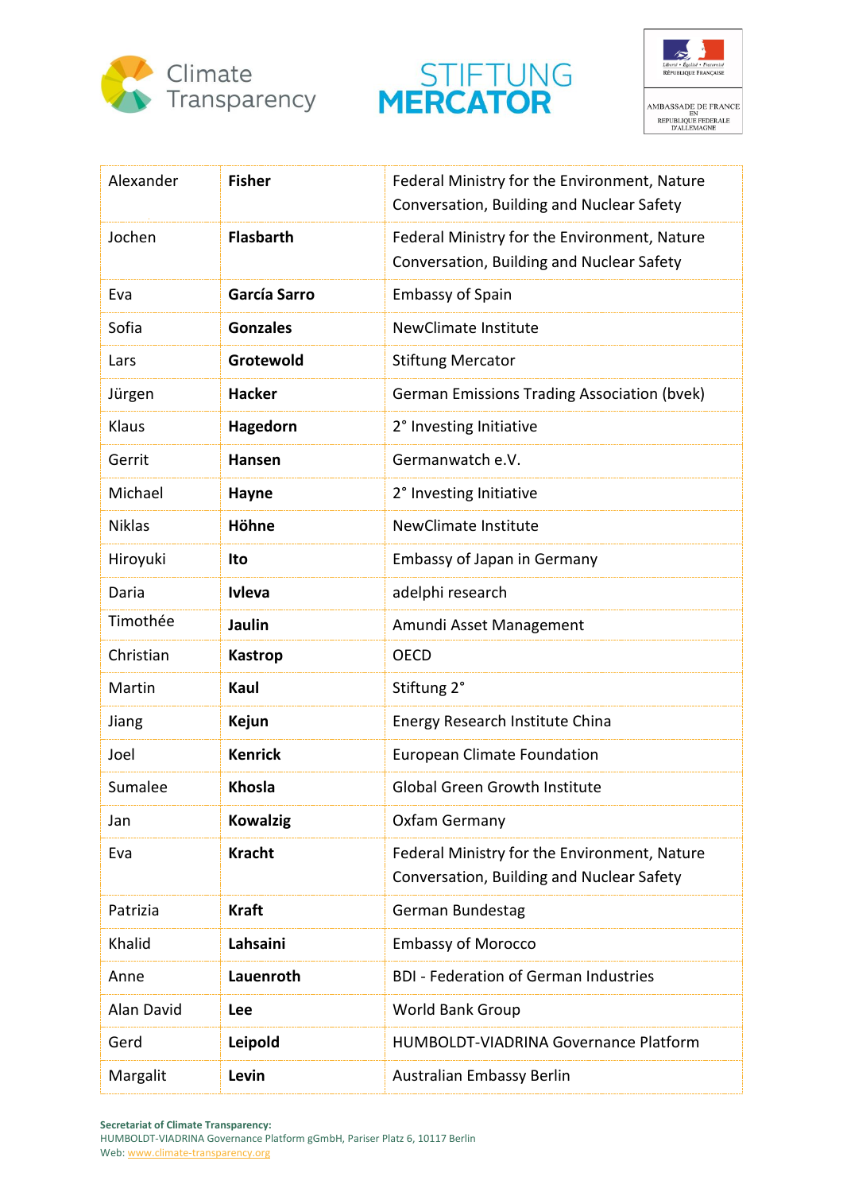| Alexander | **Fisher** | Federal Ministry for the Environment, Nature Conversation, Building and Nuclear Safety |
|---|---|---|
| Jochen | **Flasbarth** | Federal Ministry for the Environment, Nature Conversation, Building and Nuclear Safety |
| Eva | **García Sarro** | Embassy of Spain |
| Sofia | **Gonzales** | NewClimate Institute |
| Lars | **Grotewold** | Stiftung Mercator |
| Jürgen | **Hacker** | German Emissions Trading Association (bvek) |
| Klaus | **Hagedorn** | 2° Investing Initiative |
| Gerrit | **Hansen** | Germanwatch e.V. |
| Michael | **Hayne** | 2° Investing Initiative |
| Niklas | **Höhne** | NewClimate Institute |
| Hiroyuki | **Ito** | Embassy of Japan in Germany |
| Daria | **Ivleva** | adelphi research |
| Timothée | **Jaulin** | Amundi Asset Management |
| Christian | **Kastrop** | OECD |
| Martin | **Kaul** | Stiftung 2° |
| Jiang | **Kejun** | Energy Research Institute China |
| Joel | **Kenrick** | European Climate Foundation |
| Sumalee | **Khosla** | Global Green Growth Institute |
| Jan | **Kowalzig** | Oxfam Germany |
| Eva | **Kracht** | Federal Ministry for the Environment, Nature Conversation, Building and Nuclear Safety |
| Patrizia | **Kraft** | German Bundestag |
| Khalid | **Lahsaini** | Embassy of Morocco |
| Anne | **Lauenroth** | BDI - Federation of German Industries |
| Alan David | **Lee** | World Bank Group |
| Gerd | **Leipold** | HUMBOLDT-VIADRINA Governance Platform |
| Margalit | **Levin** | Australian Embassy Berlin |

**Secretariat of Climate Transparency:**
HUMBOLDT-VIADRINA Governance Platform gGmbH, Pariser Platz 6, 10117 Berlin
Web: www.climate-transparency.org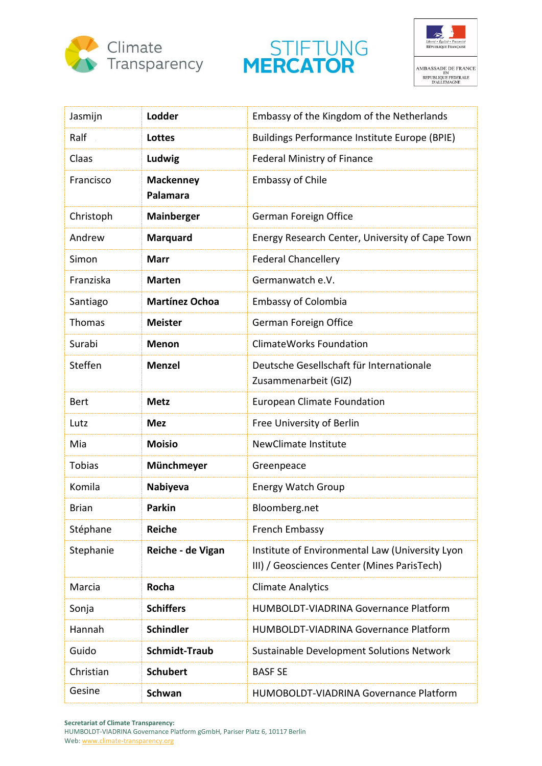| Jasmijn | **Lodder** | Embassy of the Kingdom of the Netherlands |
|---|---|---|
| Ralf | **Lottes** | Buildings Performance Institute Europe (BPIE) |
| Claas | **Ludwig** | Federal Ministry of Finance |
| Francisco | **Mackenney Palamara** | Embassy of Chile |
| Christoph | **Mainberger** | German Foreign Office |
| Andrew | **Marquard** | Energy Research Center, University of Cape Town |
| Simon | **Marr** | Federal Chancellery |
| Franziska | **Marten** | Germanwatch e.V. |
| Santiago | **Martínez Ochoa** | Embassy of Colombia |
| Thomas | **Meister** | German Foreign Office |
| Surabi | **Menon** | ClimateWorks Foundation |
| Steffen | **Menzel** | Deutsche Gesellschaft für Internationale Zusammenarbeit (GIZ) |
| Bert | **Metz** | European Climate Foundation |
| Lutz | **Mez** | Free University of Berlin |
| Mia | **Moisio** | NewClimate Institute |
| Tobias | **Münchmeyer** | Greenpeace |
| Komila | **Nabiyeva** | Energy Watch Group |
| Brian | **Parkin** | Bloomberg.net |
| Stéphane | **Reiche** | French Embassy |
| Stephanie | **Reiche - de Vigan** | Institute of Environmental Law (University Lyon III) / Geosciences Center (Mines ParisTech) |
| Marcia | **Rocha** | Climate Analytics |
| Sonja | **Schiffers** | HUMBOLDT-VIADRINA Governance Platform |
| Hannah | **Schindler** | HUMBOLDT-VIADRINA Governance Platform |
| Guido | **Schmidt-Traub** | Sustainable Development Solutions Network |
| Christian | **Schubert** | BASF SE |
| Gesine | **Schwan** | HUMOBOLDT-VIADRINA Governance Platform |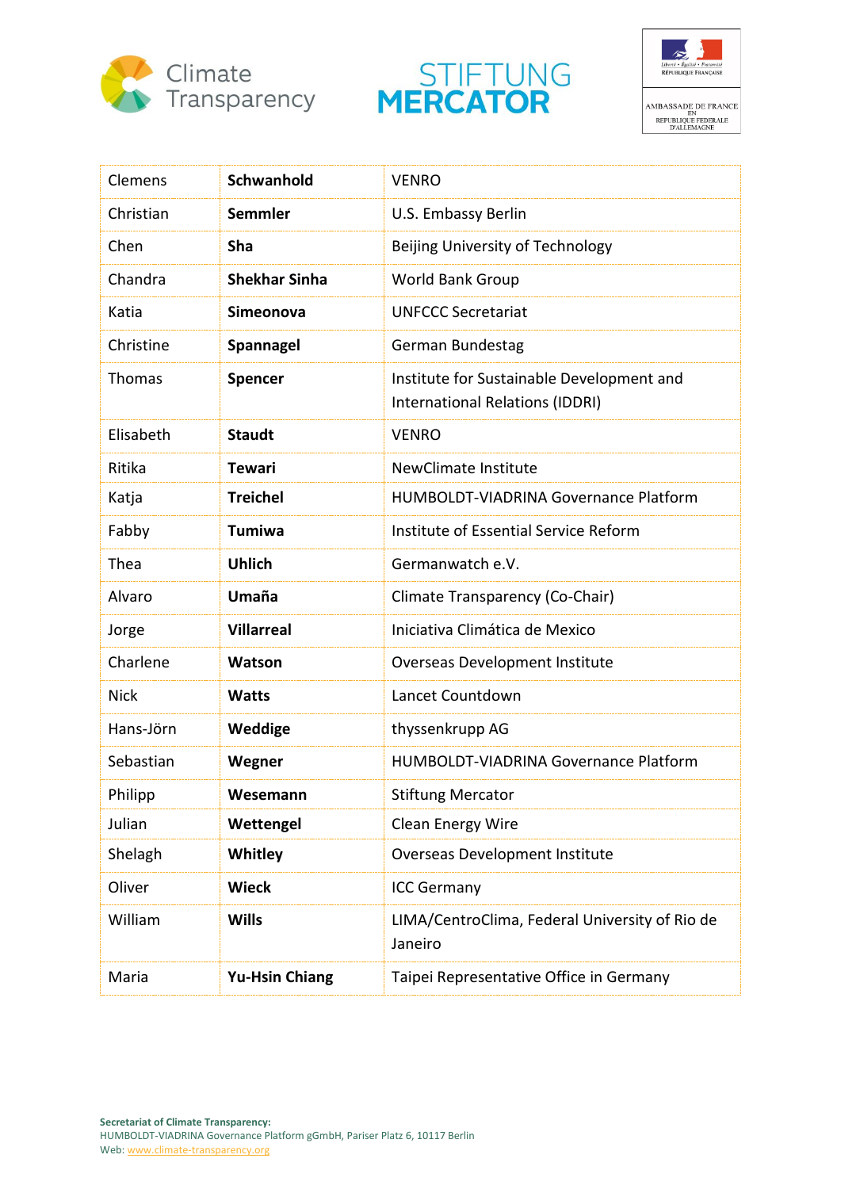| | | |
|---|---|---|
| Clemens | **Schwanhold** | VENRO |
| Christian | **Semmler** | U.S. Embassy Berlin |
| Chen | **Sha** | Beijing University of Technology |
| Chandra | **Shekhar Sinha** | World Bank Group |
| Katia | **Simeonova** | UNFCCC Secretariat |
| Christine | **Spannagel** | German Bundestag |
| Thomas | **Spencer** | Institute for Sustainable Development and International Relations (IDDRI) |
| Elisabeth | **Staudt** | VENRO |
| Ritika | **Tewari** | NewClimate Institute |
| Katja | **Treichel** | HUMBOLDT-VIADRINA Governance Platform |
| Fabby | **Tumiwa** | Institute of Essential Service Reform |
| Thea | **Uhlich** | Germanwatch e.V. |
| Alvaro | **Umaña** | Climate Transparency (Co-Chair) |
| Jorge | **Villarreal** | Iniciativa Climática de Mexico |
| Charlene | **Watson** | Overseas Development Institute |
| Nick | **Watts** | Lancet Countdown |
| Hans-Jörn | **Weddige** | thyssenkrupp AG |
| Sebastian | **Wegner** | HUMBOLDT-VIADRINA Governance Platform |
| Philipp | **Wesemann** | Stiftung Mercator |
| Julian | **Wettengel** | Clean Energy Wire |
| Shelagh | **Whitley** | Overseas Development Institute |
| Oliver | **Wieck** | ICC Germany |
| William | **Wills** | LIMA/CentroClima, Federal University of Rio de Janeiro |
| Maria | **Yu-Hsin Chiang** | Taipei Representative Office in Germany |